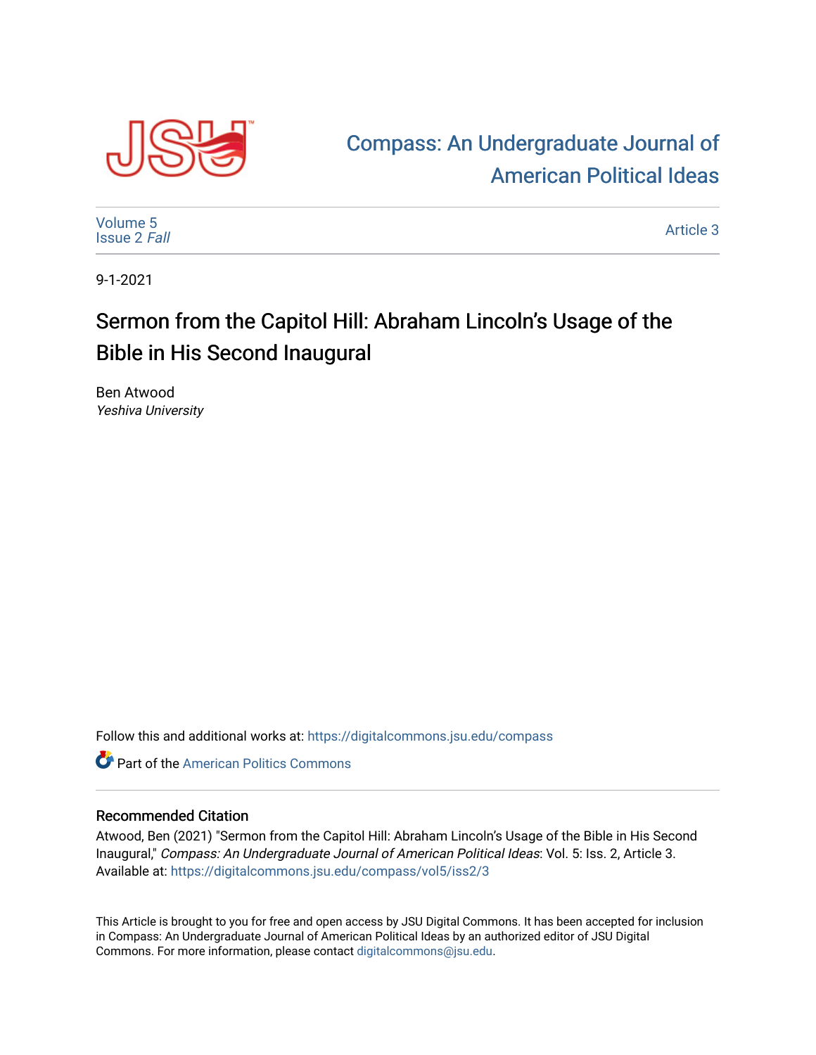Compass: An Undergraduate Journal of American Political Ideas

Volume 5
Issue 2 *Fall*

Article 3

9-1-2021

# Sermon from the Capitol Hill: Abraham Lincoln's Usage of the Bible in His Second Inaugural

Ben Atwood
*Yeshiva University*

Follow this and additional works at: https://digitalcommons.jsu.edu/compass

Part of the American Politics Commons

## Recommended Citation

Atwood, Ben (2021) "Sermon from the Capitol Hill: Abraham Lincoln's Usage of the Bible in His Second Inaugural," *Compass: An Undergraduate Journal of American Political Ideas*: Vol. 5: Iss. 2, Article 3.
Available at: https://digitalcommons.jsu.edu/compass/vol5/iss2/3

This Article is brought to you for free and open access by JSU Digital Commons. It has been accepted for inclusion in Compass: An Undergraduate Journal of American Political Ideas by an authorized editor of JSU Digital Commons. For more information, please contact digitalcommons@jsu.edu.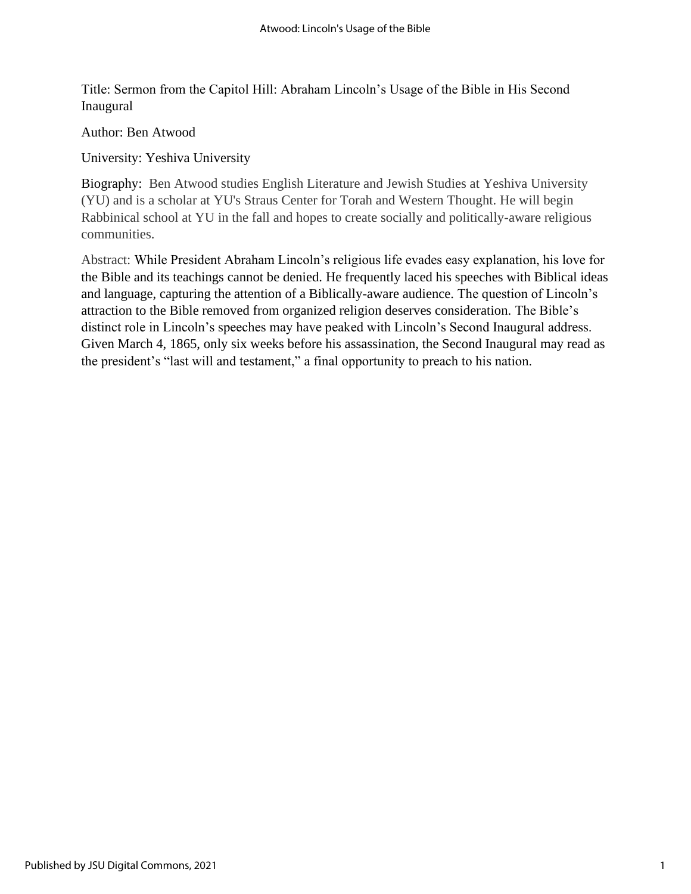Title: Sermon from the Capitol Hill: Abraham Lincoln's Usage of the Bible in His Second Inaugural

Author: Ben Atwood

University: Yeshiva University

Biography: Ben Atwood studies English Literature and Jewish Studies at Yeshiva University (YU) and is a scholar at YU's Straus Center for Torah and Western Thought. He will begin Rabbinical school at YU in the fall and hopes to create socially and politically-aware religious communities.

Abstract: While President Abraham Lincoln's religious life evades easy explanation, his love for the Bible and its teachings cannot be denied. He frequently laced his speeches with Biblical ideas and language, capturing the attention of a Biblically-aware audience. The question of Lincoln's attraction to the Bible removed from organized religion deserves consideration. The Bible's distinct role in Lincoln's speeches may have peaked with Lincoln's Second Inaugural address. Given March 4, 1865, only six weeks before his assassination, the Second Inaugural may read as the president's "last will and testament," a final opportunity to preach to his nation.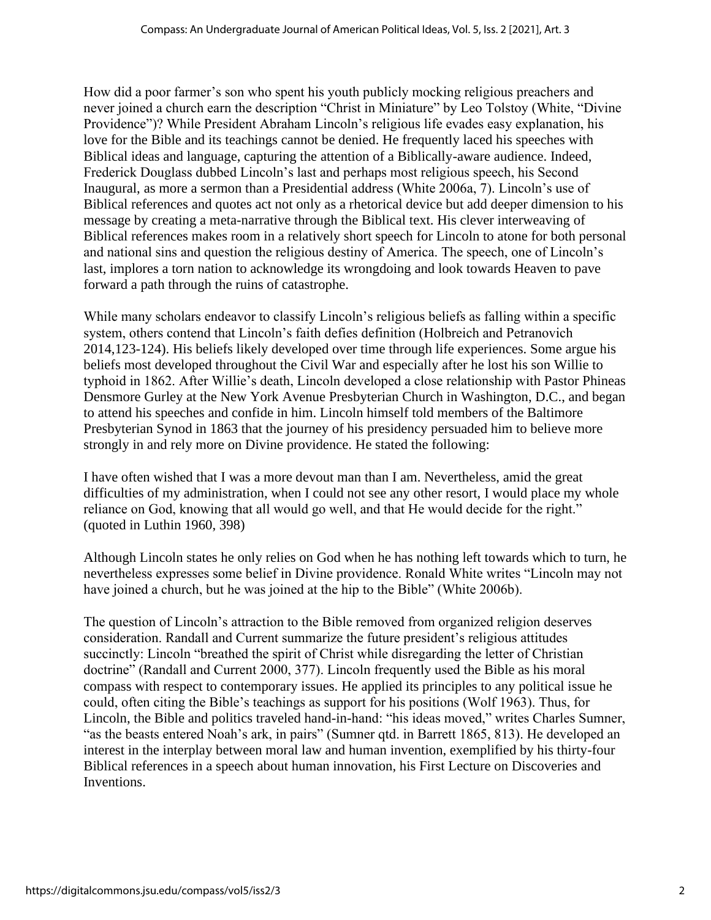How did a poor farmer's son who spent his youth publicly mocking religious preachers and never joined a church earn the description "Christ in Miniature" by Leo Tolstoy (White, "Divine Providence")? While President Abraham Lincoln's religious life evades easy explanation, his love for the Bible and its teachings cannot be denied. He frequently laced his speeches with Biblical ideas and language, capturing the attention of a Biblically-aware audience. Indeed, Frederick Douglass dubbed Lincoln's last and perhaps most religious speech, his Second Inaugural, as more a sermon than a Presidential address (White 2006a, 7). Lincoln's use of Biblical references and quotes act not only as a rhetorical device but add deeper dimension to his message by creating a meta-narrative through the Biblical text. His clever interweaving of Biblical references makes room in a relatively short speech for Lincoln to atone for both personal and national sins and question the religious destiny of America. The speech, one of Lincoln's last, implores a torn nation to acknowledge its wrongdoing and look towards Heaven to pave forward a path through the ruins of catastrophe.

While many scholars endeavor to classify Lincoln's religious beliefs as falling within a specific system, others contend that Lincoln's faith defies definition (Holbreich and Petranovich 2014,123-124). His beliefs likely developed over time through life experiences. Some argue his beliefs most developed throughout the Civil War and especially after he lost his son Willie to typhoid in 1862. After Willie's death, Lincoln developed a close relationship with Pastor Phineas Densmore Gurley at the New York Avenue Presbyterian Church in Washington, D.C., and began to attend his speeches and confide in him. Lincoln himself told members of the Baltimore Presbyterian Synod in 1863 that the journey of his presidency persuaded him to believe more strongly in and rely more on Divine providence. He stated the following:

I have often wished that I was a more devout man than I am. Nevertheless, amid the great difficulties of my administration, when I could not see any other resort, I would place my whole reliance on God, knowing that all would go well, and that He would decide for the right." (quoted in Luthin 1960, 398)

Although Lincoln states he only relies on God when he has nothing left towards which to turn, he nevertheless expresses some belief in Divine providence. Ronald White writes "Lincoln may not have joined a church, but he was joined at the hip to the Bible" (White 2006b).

The question of Lincoln's attraction to the Bible removed from organized religion deserves consideration. Randall and Current summarize the future president's religious attitudes succinctly: Lincoln "breathed the spirit of Christ while disregarding the letter of Christian doctrine" (Randall and Current 2000, 377). Lincoln frequently used the Bible as his moral compass with respect to contemporary issues. He applied its principles to any political issue he could, often citing the Bible's teachings as support for his positions (Wolf 1963). Thus, for Lincoln, the Bible and politics traveled hand-in-hand: "his ideas moved," writes Charles Sumner, "as the beasts entered Noah's ark, in pairs" (Sumner qtd. in Barrett 1865, 813). He developed an interest in the interplay between moral law and human invention, exemplified by his thirty-four Biblical references in a speech about human innovation, his First Lecture on Discoveries and Inventions.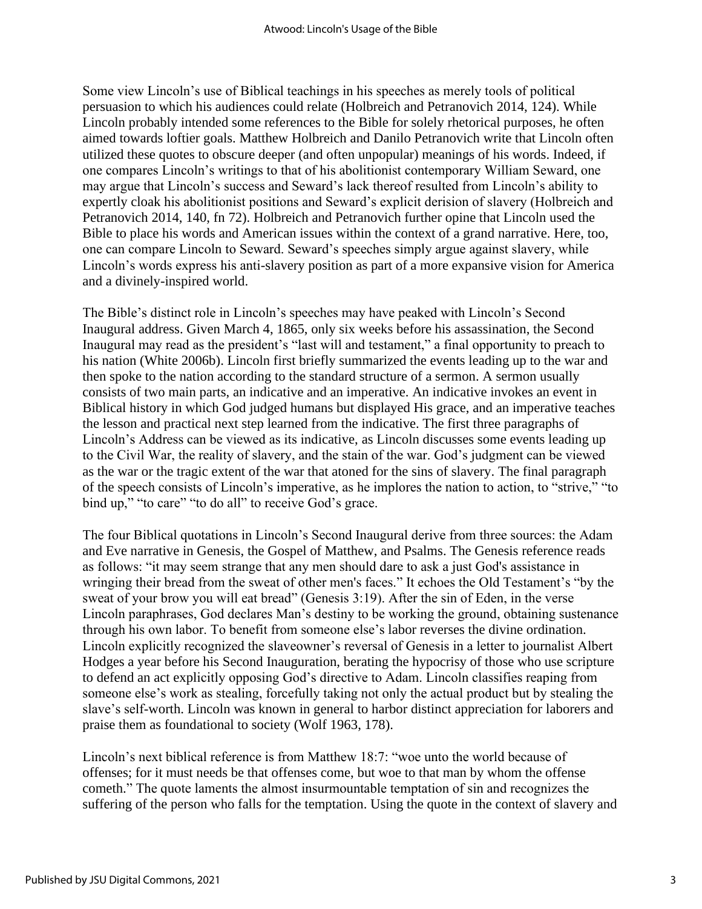Some view Lincoln's use of Biblical teachings in his speeches as merely tools of political persuasion to which his audiences could relate (Holbreich and Petranovich 2014, 124). While Lincoln probably intended some references to the Bible for solely rhetorical purposes, he often aimed towards loftier goals. Matthew Holbreich and Danilo Petranovich write that Lincoln often utilized these quotes to obscure deeper (and often unpopular) meanings of his words. Indeed, if one compares Lincoln's writings to that of his abolitionist contemporary William Seward, one may argue that Lincoln's success and Seward's lack thereof resulted from Lincoln's ability to expertly cloak his abolitionist positions and Seward's explicit derision of slavery (Holbreich and Petranovich 2014, 140, fn 72). Holbreich and Petranovich further opine that Lincoln used the Bible to place his words and American issues within the context of a grand narrative. Here, too, one can compare Lincoln to Seward. Seward's speeches simply argue against slavery, while Lincoln's words express his anti-slavery position as part of a more expansive vision for America and a divinely-inspired world.

The Bible's distinct role in Lincoln's speeches may have peaked with Lincoln's Second Inaugural address. Given March 4, 1865, only six weeks before his assassination, the Second Inaugural may read as the president's "last will and testament," a final opportunity to preach to his nation (White 2006b). Lincoln first briefly summarized the events leading up to the war and then spoke to the nation according to the standard structure of a sermon. A sermon usually consists of two main parts, an indicative and an imperative. An indicative invokes an event in Biblical history in which God judged humans but displayed His grace, and an imperative teaches the lesson and practical next step learned from the indicative. The first three paragraphs of Lincoln's Address can be viewed as its indicative, as Lincoln discusses some events leading up to the Civil War, the reality of slavery, and the stain of the war. God's judgment can be viewed as the war or the tragic extent of the war that atoned for the sins of slavery. The final paragraph of the speech consists of Lincoln's imperative, as he implores the nation to action, to "strive," "to bind up," "to care" "to do all" to receive God's grace.

The four Biblical quotations in Lincoln's Second Inaugural derive from three sources: the Adam and Eve narrative in Genesis, the Gospel of Matthew, and Psalms. The Genesis reference reads as follows: "it may seem strange that any men should dare to ask a just God's assistance in wringing their bread from the sweat of other men's faces." It echoes the Old Testament's "by the sweat of your brow you will eat bread" (Genesis 3:19). After the sin of Eden, in the verse Lincoln paraphrases, God declares Man's destiny to be working the ground, obtaining sustenance through his own labor. To benefit from someone else's labor reverses the divine ordination. Lincoln explicitly recognized the slaveowner's reversal of Genesis in a letter to journalist Albert Hodges a year before his Second Inauguration, berating the hypocrisy of those who use scripture to defend an act explicitly opposing God's directive to Adam. Lincoln classifies reaping from someone else's work as stealing, forcefully taking not only the actual product but by stealing the slave's self-worth. Lincoln was known in general to harbor distinct appreciation for laborers and praise them as foundational to society (Wolf 1963, 178).

Lincoln's next biblical reference is from Matthew 18:7: "woe unto the world because of offenses; for it must needs be that offenses come, but woe to that man by whom the offense cometh." The quote laments the almost insurmountable temptation of sin and recognizes the suffering of the person who falls for the temptation. Using the quote in the context of slavery and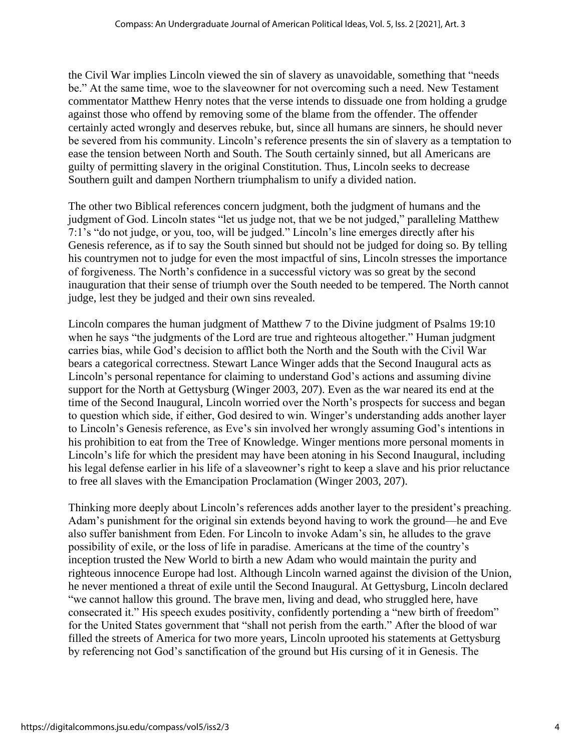the Civil War implies Lincoln viewed the sin of slavery as unavoidable, something that "needs be." At the same time, woe to the slaveowner for not overcoming such a need. New Testament commentator Matthew Henry notes that the verse intends to dissuade one from holding a grudge against those who offend by removing some of the blame from the offender. The offender certainly acted wrongly and deserves rebuke, but, since all humans are sinners, he should never be severed from his community. Lincoln's reference presents the sin of slavery as a temptation to ease the tension between North and South. The South certainly sinned, but all Americans are guilty of permitting slavery in the original Constitution. Thus, Lincoln seeks to decrease Southern guilt and dampen Northern triumphalism to unify a divided nation.

The other two Biblical references concern judgment, both the judgment of humans and the judgment of God. Lincoln states "let us judge not, that we be not judged," paralleling Matthew 7:1's "do not judge, or you, too, will be judged." Lincoln's line emerges directly after his Genesis reference, as if to say the South sinned but should not be judged for doing so. By telling his countrymen not to judge for even the most impactful of sins, Lincoln stresses the importance of forgiveness. The North's confidence in a successful victory was so great by the second inauguration that their sense of triumph over the South needed to be tempered. The North cannot judge, lest they be judged and their own sins revealed.

Lincoln compares the human judgment of Matthew 7 to the Divine judgment of Psalms 19:10 when he says "the judgments of the Lord are true and righteous altogether." Human judgment carries bias, while God's decision to afflict both the North and the South with the Civil War bears a categorical correctness. Stewart Lance Winger adds that the Second Inaugural acts as Lincoln's personal repentance for claiming to understand God's actions and assuming divine support for the North at Gettysburg (Winger 2003, 207). Even as the war neared its end at the time of the Second Inaugural, Lincoln worried over the North's prospects for success and began to question which side, if either, God desired to win. Winger's understanding adds another layer to Lincoln's Genesis reference, as Eve's sin involved her wrongly assuming God's intentions in his prohibition to eat from the Tree of Knowledge. Winger mentions more personal moments in Lincoln's life for which the president may have been atoning in his Second Inaugural, including his legal defense earlier in his life of a slaveowner's right to keep a slave and his prior reluctance to free all slaves with the Emancipation Proclamation (Winger 2003, 207).

Thinking more deeply about Lincoln's references adds another layer to the president's preaching. Adam's punishment for the original sin extends beyond having to work the ground—he and Eve also suffer banishment from Eden. For Lincoln to invoke Adam's sin, he alludes to the grave possibility of exile, or the loss of life in paradise. Americans at the time of the country's inception trusted the New World to birth a new Adam who would maintain the purity and righteous innocence Europe had lost. Although Lincoln warned against the division of the Union, he never mentioned a threat of exile until the Second Inaugural. At Gettysburg, Lincoln declared "we cannot hallow this ground. The brave men, living and dead, who struggled here, have consecrated it." His speech exudes positivity, confidently portending a "new birth of freedom" for the United States government that "shall not perish from the earth." After the blood of war filled the streets of America for two more years, Lincoln uprooted his statements at Gettysburg by referencing not God's sanctification of the ground but His cursing of it in Genesis. The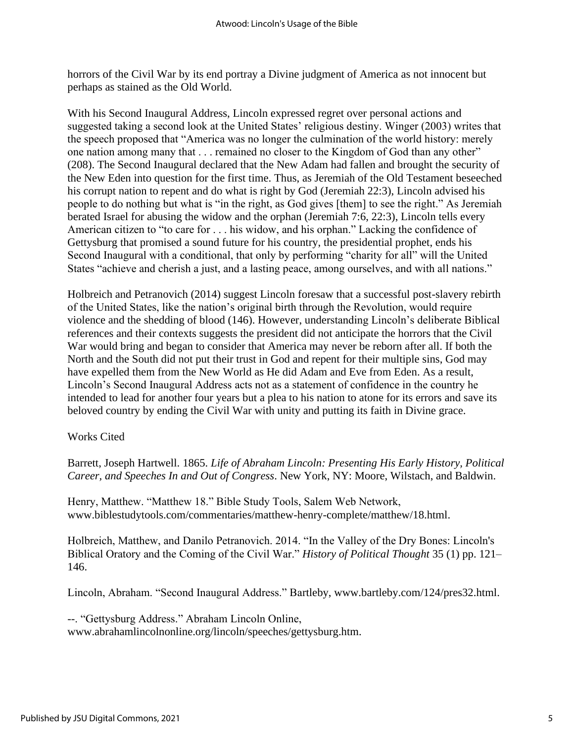horrors of the Civil War by its end portray a Divine judgment of America as not innocent but perhaps as stained as the Old World.

With his Second Inaugural Address, Lincoln expressed regret over personal actions and suggested taking a second look at the United States' religious destiny. Winger (2003) writes that the speech proposed that "America was no longer the culmination of the world history: merely one nation among many that . . . remained no closer to the Kingdom of God than any other" (208). The Second Inaugural declared that the New Adam had fallen and brought the security of the New Eden into question for the first time. Thus, as Jeremiah of the Old Testament beseeched his corrupt nation to repent and do what is right by God (Jeremiah 22:3), Lincoln advised his people to do nothing but what is "in the right, as God gives [them] to see the right." As Jeremiah berated Israel for abusing the widow and the orphan (Jeremiah 7:6, 22:3), Lincoln tells every American citizen to "to care for . . . his widow, and his orphan." Lacking the confidence of Gettysburg that promised a sound future for his country, the presidential prophet, ends his Second Inaugural with a conditional, that only by performing "charity for all" will the United States "achieve and cherish a just, and a lasting peace, among ourselves, and with all nations."

Holbreich and Petranovich (2014) suggest Lincoln foresaw that a successful post-slavery rebirth of the United States, like the nation's original birth through the Revolution, would require violence and the shedding of blood (146). However, understanding Lincoln's deliberate Biblical references and their contexts suggests the president did not anticipate the horrors that the Civil War would bring and began to consider that America may never be reborn after all. If both the North and the South did not put their trust in God and repent for their multiple sins, God may have expelled them from the New World as He did Adam and Eve from Eden. As a result, Lincoln's Second Inaugural Address acts not as a statement of confidence in the country he intended to lead for another four years but a plea to his nation to atone for its errors and save its beloved country by ending the Civil War with unity and putting its faith in Divine grace.

## Works Cited

Barrett, Joseph Hartwell. 1865. *Life of Abraham Lincoln: Presenting His Early History, Political Career, and Speeches In and Out of Congress*. New York, NY: Moore, Wilstach, and Baldwin.

Henry, Matthew. "Matthew 18." Bible Study Tools, Salem Web Network, www.biblestudytools.com/commentaries/matthew-henry-complete/matthew/18.html.

Holbreich, Matthew, and Danilo Petranovich. 2014. "In the Valley of the Dry Bones: Lincoln's Biblical Oratory and the Coming of the Civil War." *History of Political Thought* 35 (1) pp. 121–146.

Lincoln, Abraham. "Second Inaugural Address." Bartleby, www.bartleby.com/124/pres32.html.

--. "Gettysburg Address." Abraham Lincoln Online, www.abrahamlincolnonline.org/lincoln/speeches/gettysburg.htm.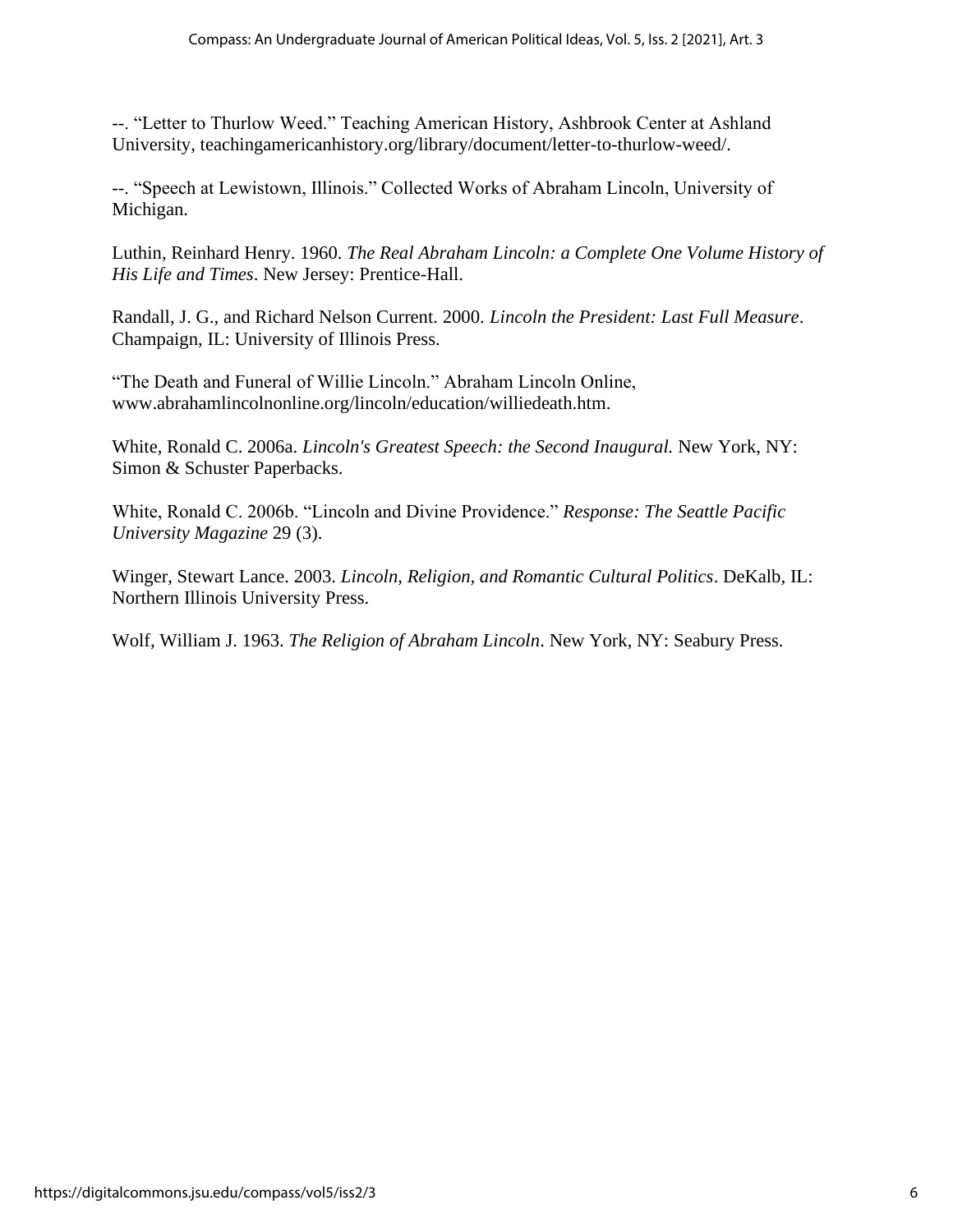--. "Letter to Thurlow Weed." Teaching American History, Ashbrook Center at Ashland University, teachingamericanhistory.org/library/document/letter-to-thurlow-weed/.

--. "Speech at Lewistown, Illinois." Collected Works of Abraham Lincoln, University of Michigan.

Luthin, Reinhard Henry. 1960. *The Real Abraham Lincoln: a Complete One Volume History of His Life and Times*. New Jersey: Prentice-Hall.

Randall, J. G., and Richard Nelson Current. 2000. *Lincoln the President: Last Full Measure*. Champaign, IL: University of Illinois Press.

"The Death and Funeral of Willie Lincoln." Abraham Lincoln Online, www.abrahamlincolnonline.org/lincoln/education/williedeath.htm.

White, Ronald C. 2006a. *Lincoln's Greatest Speech: the Second Inaugural.* New York, NY: Simon & Schuster Paperbacks.

White, Ronald C. 2006b. "Lincoln and Divine Providence." *Response: The Seattle Pacific University Magazine* 29 (3).

Winger, Stewart Lance. 2003. *Lincoln, Religion, and Romantic Cultural Politics*. DeKalb, IL: Northern Illinois University Press.

Wolf, William J. 1963. *The Religion of Abraham Lincoln*. New York, NY: Seabury Press.